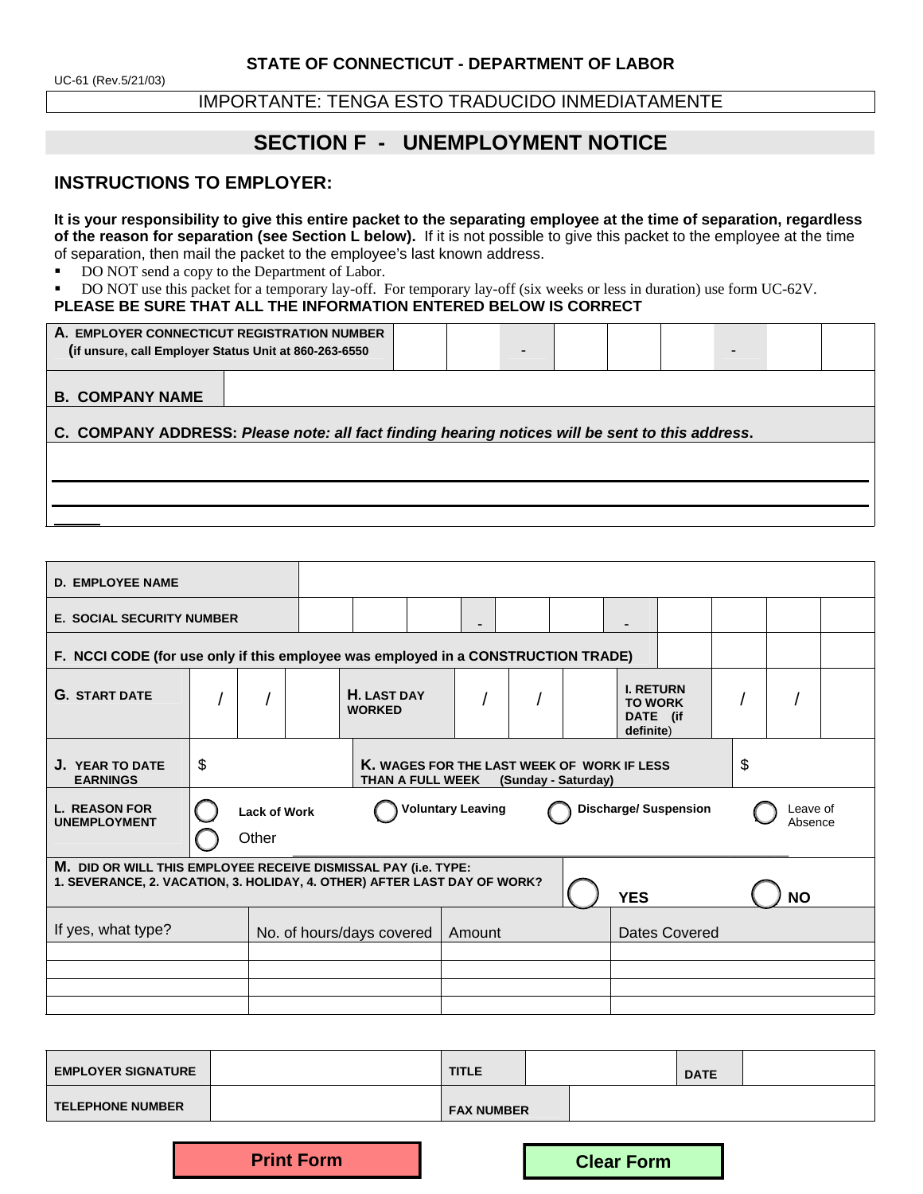UC-61 (Rev.5/21/03)

**STATE OF CONNECTICUT - DEPARTMENT OF LABOR**

IMPORTANTE: TENGA ESTO TRADUCIDO INMEDIATAMENTE

# SECTION F - UNEMPLOYMENT NOTICE

## INSTRUCTIONS TO EMPLOYER:

**It is your responsibility to give this entire packet to the separating employee at the time of separation, regardless of the reason for separation (see Section L below).** If it is not possible to give this packet to the employee at the time of separation, then mail the packet to the employee's last known address.

- DO NOT send a copy to the Department of Labor.
- DO NOT use this packet for a temporary lay-off. For temporary lay-off (six weeks or less in duration) use form UC-62V.

**PLEASE BE SURE THAT ALL THE INFORMATION ENTERED BELOW IS CORRECT**

| **A. EMPLOYER CONNECTICUT REGISTRATION NUMBER (if unsure, call Employer Status Unit at 860-263-6550** | | | - | | | | - | | |
|---|---|---|---|---|---|---|---|---|---|

| **B. COMPANY NAME** | |
|---|---|

**C. COMPANY ADDRESS:** ***Please note: all fact finding hearing notices will be sent to this address*.**

| **D. EMPLOYEE NAME** | | | | |
|---|---|---|---|---|
| **E. SOCIAL SECURITY NUMBER** | - | - | | |
| **F. NCCI CODE (for use only if this employee was employed in a CONSTRUCTION TRADE)** | | | | |
| **G. START DATE** / / | **H. LAST DAY WORKED** / / | **I. RETURN TO WORK DATE (if definite)** / / | | |
| **J. YEAR TO DATE EARNINGS** $ | **K. WAGES FOR THE LAST WEEK OF WORK IF LESS THAN A FULL WEEK (Sunday - Saturday)** $ | | | |
| **L. REASON FOR UNEMPLOYMENT** | ◯ **Lack of Work** ◯ Other | ◯ **Voluntary Leaving** | ◯ **Discharge/ Suspension** | ◯ Leave of Absence |

| **M. DID OR WILL THIS EMPLOYEE RECEIVE DISMISSAL PAY (i.e. TYPE: 1. SEVERANCE, 2. VACATION, 3. HOLIDAY, 4. OTHER) AFTER LAST DAY OF WORK?** | ◯ **YES** | ◯ **NO** | |
|---|---|---|---|
| If yes, what type? | No. of hours/days covered | Amount | Dates Covered |
| | | | |
| | | | |
| | | | |
| | | | |

| **EMPLOYER SIGNATURE** | | **TITLE** | | **DATE** | |
|---|---|---|---|---|---|
| **TELEPHONE NUMBER** | | **FAX NUMBER** | | | |

**Print Form** **Clear Form**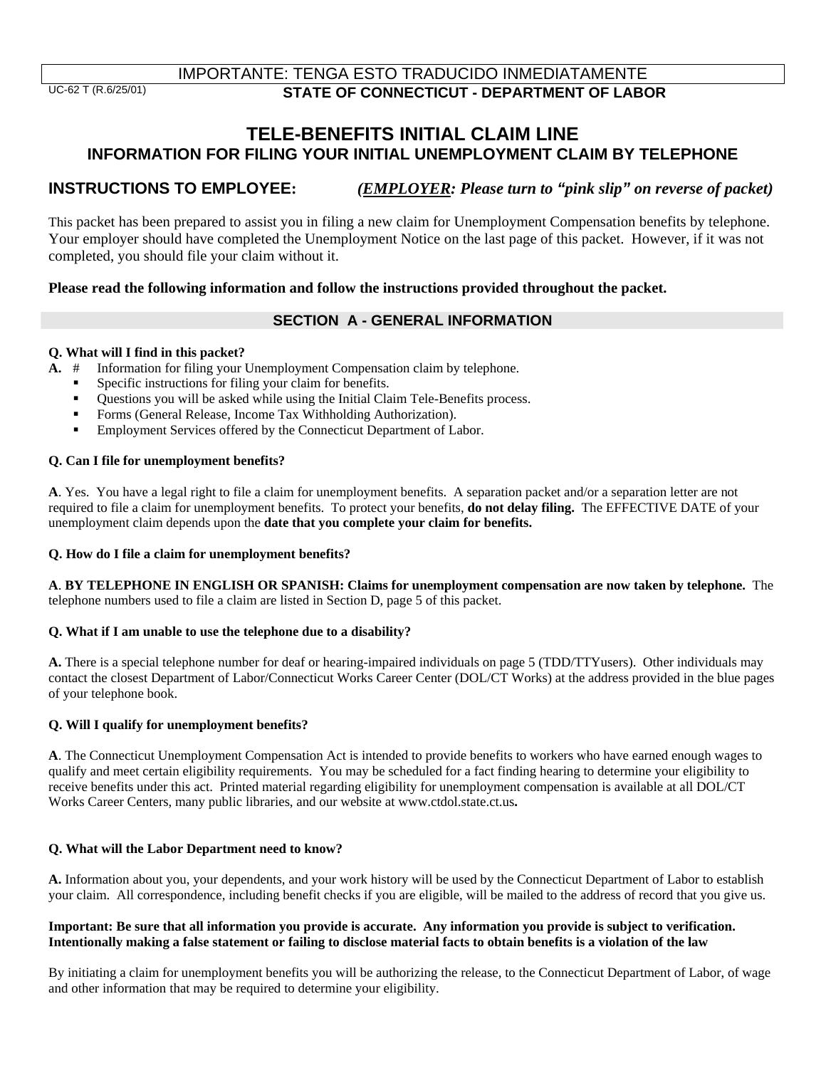IMPORTANTE: TENGA ESTO TRADUCIDO INMEDIATAMENTE

UC-62 T (R.6/25/01) **STATE OF CONNECTICUT - DEPARTMENT OF LABOR**

# TELE-BENEFITS INITIAL CLAIM LINE

## INFORMATION FOR FILING YOUR INITIAL UNEMPLOYMENT CLAIM BY TELEPHONE

**INSTRUCTIONS TO EMPLOYEE:** ***(EMPLOYER: Please turn to "pink slip" on reverse of packet)***

This packet has been prepared to assist you in filing a new claim for Unemployment Compensation benefits by telephone. Your employer should have completed the Unemployment Notice on the last page of this packet. However, if it was not completed, you should file your claim without it.

**Please read the following information and follow the instructions provided throughout the packet.**

## SECTION A - GENERAL INFORMATION

**Q. What will I find in this packet?**

**A.**
- Information for filing your Unemployment Compensation claim by telephone.
- Specific instructions for filing your claim for benefits.
- Questions you will be asked while using the Initial Claim Tele-Benefits process.
- Forms (General Release, Income Tax Withholding Authorization).
- Employment Services offered by the Connecticut Department of Labor.

**Q. Can I file for unemployment benefits?**

**A**. Yes. You have a legal right to file a claim for unemployment benefits. A separation packet and/or a separation letter are not required to file a claim for unemployment benefits. To protect your benefits, **do not delay filing.** The EFFECTIVE DATE of your unemployment claim depends upon the **date that you complete your claim for benefits.**

**Q. How do I file a claim for unemployment benefits?**

**A**. **BY TELEPHONE IN ENGLISH OR SPANISH: Claims for unemployment compensation are now taken by telephone.** The telephone numbers used to file a claim are listed in Section D, page 5 of this packet.

**Q. What if I am unable to use the telephone due to a disability?**

**A.** There is a special telephone number for deaf or hearing-impaired individuals on page 5 (TDD/TTYusers). Other individuals may contact the closest Department of Labor/Connecticut Works Career Center (DOL/CT Works) at the address provided in the blue pages of your telephone book.

**Q. Will I qualify for unemployment benefits?**

**A**. The Connecticut Unemployment Compensation Act is intended to provide benefits to workers who have earned enough wages to qualify and meet certain eligibility requirements. You may be scheduled for a fact finding hearing to determine your eligibility to receive benefits under this act. Printed material regarding eligibility for unemployment compensation is available at all DOL/CT Works Career Centers, many public libraries, and our website at www.ctdol.state.ct.us**.**

**Q. What will the Labor Department need to know?**

**A.** Information about you, your dependents, and your work history will be used by the Connecticut Department of Labor to establish your claim. All correspondence, including benefit checks if you are eligible, will be mailed to the address of record that you give us.

**Important: Be sure that all information you provide is accurate. Any information you provide is subject to verification. Intentionally making a false statement or failing to disclose material facts to obtain benefits is a violation of the law**

By initiating a claim for unemployment benefits you will be authorizing the release, to the Connecticut Department of Labor, of wage and other information that may be required to determine your eligibility.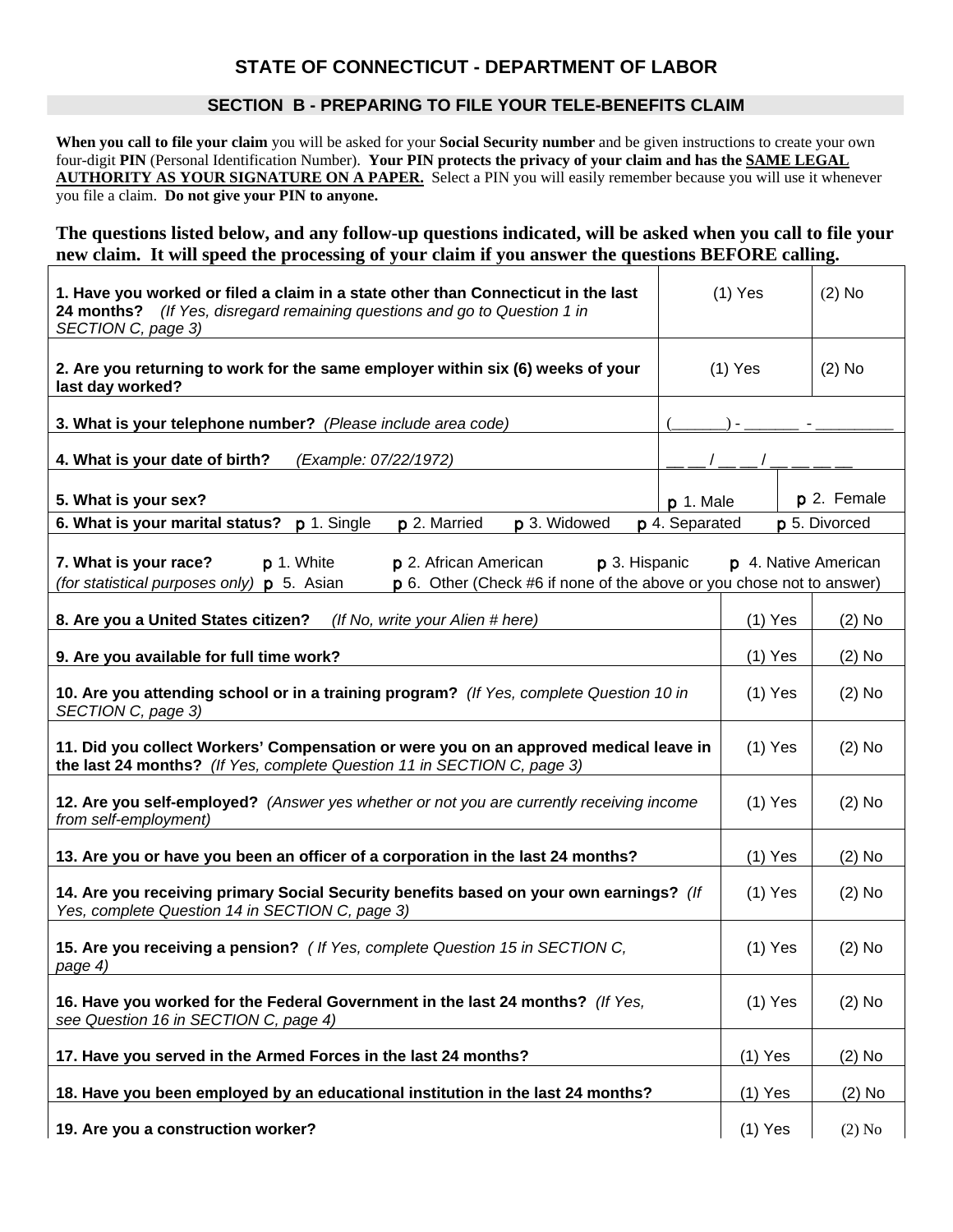## STATE OF CONNECTICUT - DEPARTMENT OF LABOR

### SECTION B - PREPARING TO FILE YOUR TELE-BENEFITS CLAIM

**When you call to file your claim** you will be asked for your **Social Security number** and be given instructions to create your own four-digit **PIN** (Personal Identification Number). **Your PIN protects the privacy of your claim and has the SAME LEGAL AUTHORITY AS YOUR SIGNATURE ON A PAPER.** Select a PIN you will easily remember because you will use it whenever you file a claim. **Do not give your PIN to anyone.**

**The questions listed below, and any follow-up questions indicated, will be asked when you call to file your new claim. It will speed the processing of your claim if you answer the questions BEFORE calling.**

| Question | | |
|---|---|---|
| **1. Have you worked or filed a claim in a state other than Connecticut in the last 24 months?** *(If Yes, disregard remaining questions and go to Question 1 in SECTION C, page 3)* | (1) Yes | (2) No |
| **2. Are you returning to work for the same employer within six (6) weeks of your last day worked?** | (1) Yes | (2) No |
| **3. What is your telephone number?** *(Please include area code)* | (______) - ______ - _________ | |
| **4. What is your date of birth?** *(Example: 07/22/1972)* | __ __ / __ __ / __ __ __ __ | |
| **5. What is your sex?** | p 1. Male | p 2. Female |
| **6. What is your marital status?** p 1. Single p 2. Married p 3. Widowed p 4. Separated p 5. Divorced | | |
| **7. What is your race?** p 1. White p 2. African American p 3. Hispanic p 4. Native American *(for statistical purposes only)* p 5. Asian p 6. Other (Check #6 if none of the above or you chose not to answer) | | |
| **8. Are you a United States citizen?** *(If No, write your Alien # here)* | (1) Yes | (2) No |
| **9. Are you available for full time work?** | (1) Yes | (2) No |
| **10. Are you attending school or in a training program?** *(If Yes, complete Question 10 in SECTION C, page 3)* | (1) Yes | (2) No |
| **11. Did you collect Workers' Compensation or were you on an approved medical leave in the last 24 months?** *(If Yes, complete Question 11 in SECTION C, page 3)* | (1) Yes | (2) No |
| **12. Are you self-employed?** *(Answer yes whether or not you are currently receiving income from self-employment)* | (1) Yes | (2) No |
| **13. Are you or have you been an officer of a corporation in the last 24 months?** | (1) Yes | (2) No |
| **14. Are you receiving primary Social Security benefits based on your own earnings?** *(If Yes, complete Question 14 in SECTION C, page 3)* | (1) Yes | (2) No |
| **15. Are you receiving a pension?** *( If Yes, complete Question 15 in SECTION C, page 4)* | (1) Yes | (2) No |
| **16. Have you worked for the Federal Government in the last 24 months?** *(If Yes, see Question 16 in SECTION C, page 4)* | (1) Yes | (2) No |
| **17. Have you served in the Armed Forces in the last 24 months?** | (1) Yes | (2) No |
| **18. Have you been employed by an educational institution in the last 24 months?** | (1) Yes | (2) No |
| **19. Are you a construction worker?** | (1) Yes | (2) No |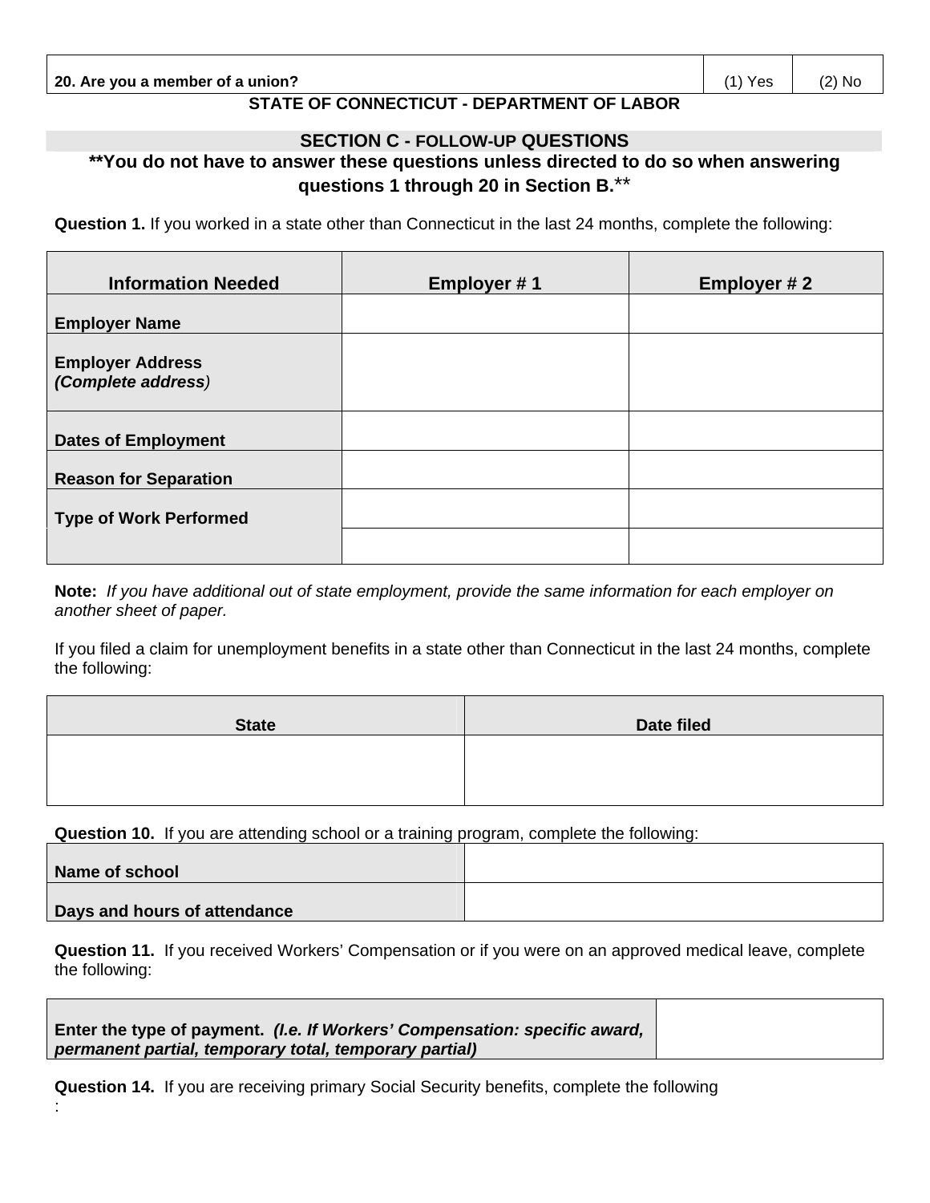| 20. Are you a member of a union? | (1) Yes | (2) No |
|---|---|---|

**STATE OF CONNECTICUT - DEPARTMENT OF LABOR**

## SECTION C - FOLLOW-UP QUESTIONS

**\*\*You do not have to answer these questions unless directed to do so when answering questions 1 through 20 in Section B.\*\***

**Question 1.** If you worked in a state other than Connecticut in the last 24 months, complete the following:

| Information Needed | Employer # 1 | Employer # 2 |
|---|---|---|
| **Employer Name** | | |
| **Employer Address** ***(Complete address)*** | | |
| **Dates of Employment** | | |
| **Reason for Separation** | | |
| **Type of Work Performed** | | |
| | | |

**Note:** *If you have additional out of state employment, provide the same information for each employer on another sheet of paper.*

If you filed a claim for unemployment benefits in a state other than Connecticut in the last 24 months, complete the following:

| State | Date filed |
|---|---|
| | |

**Question 10.** If you are attending school or a training program, complete the following:

| | |
|---|---|
| **Name of school** | |
| **Days and hours of attendance** | |

**Question 11.** If you received Workers' Compensation or if you were on an approved medical leave, complete the following:

| | |
|---|---|
| **Enter the type of payment.** ***(I.e. If Workers' Compensation: specific award, permanent partial, temporary total, temporary partial)*** | |

**Question 14.** If you are receiving primary Social Security benefits, complete the following
: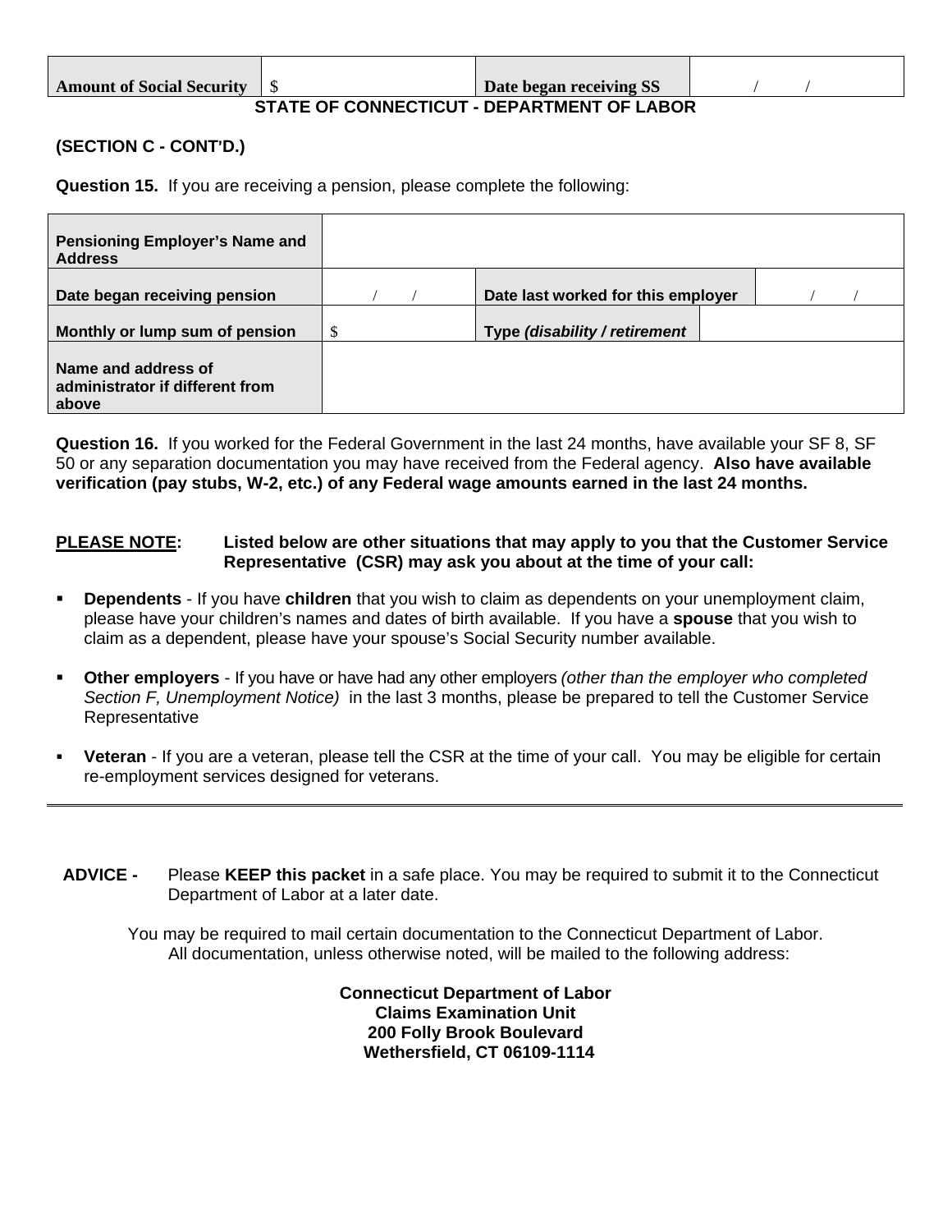| Amount of Social Security | $ | Date began receiving SS | / / |
|---|---|---|---|

## STATE OF CONNECTICUT - DEPARTMENT OF LABOR

**(SECTION C - CONT'D.)**

**Question 15.** If you are receiving a pension, please complete the following:

| **Pensioning Employer's Name and Address** | | | |
|---|---|---|---|
| **Date began receiving pension** | / / | **Date last worked for this employer** | / / |
| **Monthly or lump sum of pension** | $ | **Type *(disability / retirement*** | |
| **Name and address of administrator if different from above** | | | |

**Question 16.** If you worked for the Federal Government in the last 24 months, have available your SF 8, SF 50 or any separation documentation you may have received from the Federal agency. **Also have available verification (pay stubs, W-2, etc.) of any Federal wage amounts earned in the last 24 months.**

**<u>PLEASE NOTE</u>: Listed below are other situations that may apply to you that the Customer Service Representative (CSR) may ask you about at the time of your call:**

- **Dependents** - If you have **children** that you wish to claim as dependents on your unemployment claim, please have your children's names and dates of birth available. If you have a **spouse** that you wish to claim as a dependent, please have your spouse's Social Security number available.
- **Other employers** - If you have or have had any other employers *(other than the employer who completed Section F, Unemployment Notice)* in the last 3 months, please be prepared to tell the Customer Service Representative
- **Veteran** - If you are a veteran, please tell the CSR at the time of your call. You may be eligible for certain re-employment services designed for veterans.

---

**ADVICE -** Please **KEEP this packet** in a safe place. You may be required to submit it to the Connecticut Department of Labor at a later date.

You may be required to mail certain documentation to the Connecticut Department of Labor. All documentation, unless otherwise noted, will be mailed to the following address:

**Connecticut Department of Labor**
**Claims Examination Unit**
**200 Folly Brook Boulevard**
**Wethersfield, CT 06109-1114**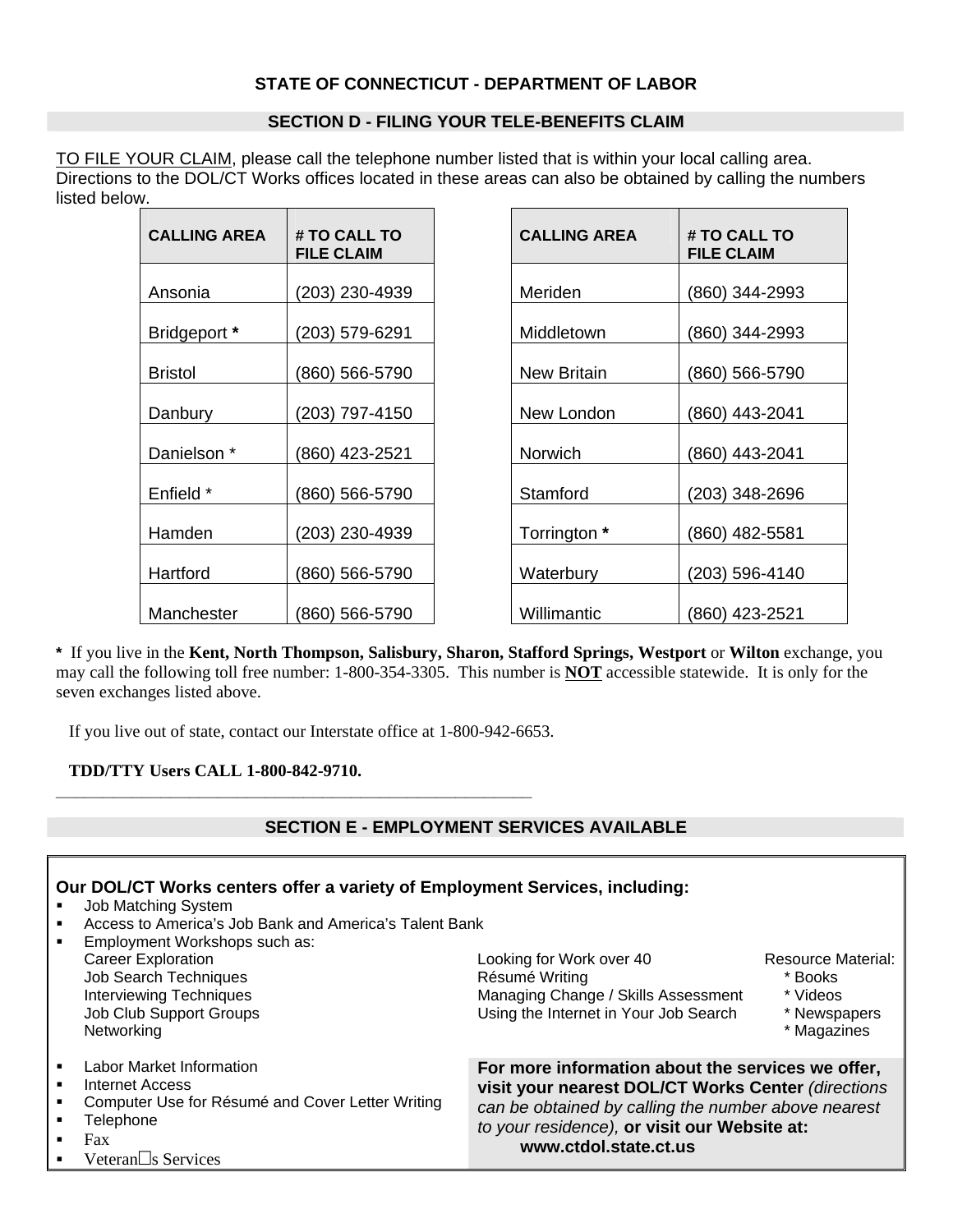## STATE OF CONNECTICUT - DEPARTMENT OF LABOR

### SECTION D - FILING YOUR TELE-BENEFITS CLAIM

TO FILE YOUR CLAIM, please call the telephone number listed that is within your local calling area. Directions to the DOL/CT Works offices located in these areas can also be obtained by calling the numbers listed below.

| CALLING AREA | # TO CALL TO FILE CLAIM | CALLING AREA | # TO CALL TO FILE CLAIM |
|---|---|---|---|
| Ansonia | (203) 230-4939 | Meriden | (860) 344-2993 |
| Bridgeport **\*** | (203) 579-6291 | Middletown | (860) 344-2993 |
| Bristol | (860) 566-5790 | New Britain | (860) 566-5790 |
| Danbury | (203) 797-4150 | New London | (860) 443-2041 |
| Danielson * | (860) 423-2521 | Norwich | (860) 443-2041 |
| Enfield * | (860) 566-5790 | Stamford | (203) 348-2696 |
| Hamden | (203) 230-4939 | Torrington **\*** | (860) 482-5581 |
| Hartford | (860) 566-5790 | Waterbury | (203) 596-4140 |
| Manchester | (860) 566-5790 | Willimantic | (860) 423-2521 |

**\*** If you live in the **Kent, North Thompson, Salisbury, Sharon, Stafford Springs, Westport** or **Wilton** exchange, you may call the following toll free number: 1-800-354-3305. This number is **NOT** accessible statewide. It is only for the seven exchanges listed above.

If you live out of state, contact our Interstate office at 1-800-942-6653.

**TDD/TTY Users CALL 1-800-842-9710.**

---

### SECTION E - EMPLOYMENT SERVICES AVAILABLE

**Our DOL/CT Works centers offer a variety of Employment Services, including:**

- Job Matching System
- Access to America's Job Bank and America's Talent Bank
- Employment Workshops such as:
  - Career Exploration
  - Job Search Techniques
  - Interviewing Techniques
  - Job Club Support Groups
  - Networking
  - Looking for Work over 40
  - Résumé Writing
  - Managing Change / Skills Assessment
  - Using the Internet in Your Job Search
  - Resource Material:
    - * Books
    - * Videos
    - * Newspapers
    - * Magazines
- Labor Market Information
- Internet Access
- Computer Use for Résumé and Cover Letter Writing
- Telephone
- Fax
- Veteran□s Services

**For more information about the services we offer, visit your nearest DOL/CT Works Center** *(directions can be obtained by calling the number above nearest to your residence),* **or visit our Website at: www.ctdol.state.ct.us**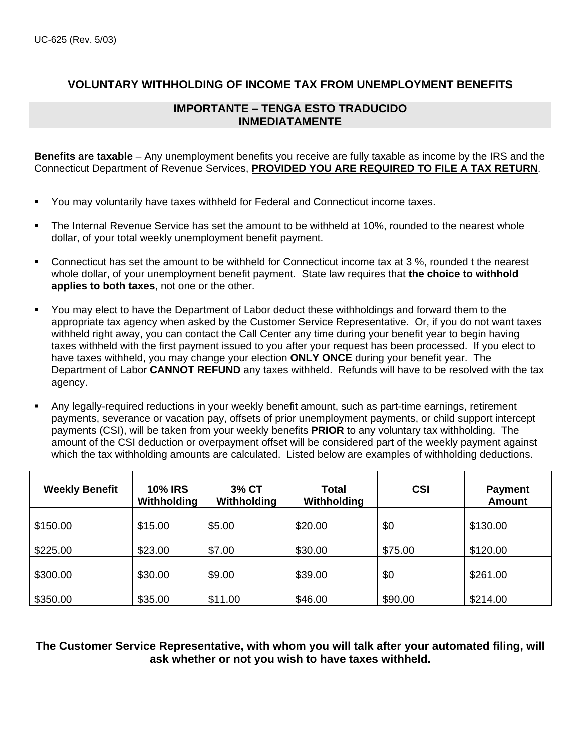UC-625 (Rev. 5/03)

## VOLUNTARY WITHHOLDING OF INCOME TAX FROM UNEMPLOYMENT BENEFITS

**IMPORTANTE – TENGA ESTO TRADUCIDO INMEDIATAMENTE**

**Benefits are taxable** – Any unemployment benefits you receive are fully taxable as income by the IRS and the Connecticut Department of Revenue Services, **PROVIDED YOU ARE REQUIRED TO FILE A TAX RETURN**.

- You may voluntarily have taxes withheld for Federal and Connecticut income taxes.
- The Internal Revenue Service has set the amount to be withheld at 10%, rounded to the nearest whole dollar, of your total weekly unemployment benefit payment.
- Connecticut has set the amount to be withheld for Connecticut income tax at 3 %, rounded t the nearest whole dollar, of your unemployment benefit payment. State law requires that **the choice to withhold applies to both taxes**, not one or the other.
- You may elect to have the Department of Labor deduct these withholdings and forward them to the appropriate tax agency when asked by the Customer Service Representative. Or, if you do not want taxes withheld right away, you can contact the Call Center any time during your benefit year to begin having taxes withheld with the first payment issued to you after your request has been processed. If you elect to have taxes withheld, you may change your election **ONLY ONCE** during your benefit year. The Department of Labor **CANNOT REFUND** any taxes withheld. Refunds will have to be resolved with the tax agency.
- Any legally-required reductions in your weekly benefit amount, such as part-time earnings, retirement payments, severance or vacation pay, offsets of prior unemployment payments, or child support intercept payments (CSI), will be taken from your weekly benefits **PRIOR** to any voluntary tax withholding. The amount of the CSI deduction or overpayment offset will be considered part of the weekly payment against which the tax withholding amounts are calculated. Listed below are examples of withholding deductions.

| Weekly Benefit | 10% IRS Withholding | 3% CT Withholding | Total Withholding | CSI | Payment Amount |
|---|---|---|---|---|---|
| $150.00 | $15.00 | $5.00 | $20.00 | $0 | $130.00 |
| $225.00 | $23.00 | $7.00 | $30.00 | $75.00 | $120.00 |
| $300.00 | $30.00 | $9.00 | $39.00 | $0 | $261.00 |
| $350.00 | $35.00 | $11.00 | $46.00 | $90.00 | $214.00 |

**The Customer Service Representative, with whom you will talk after your automated filing, will ask whether or not you wish to have taxes withheld.**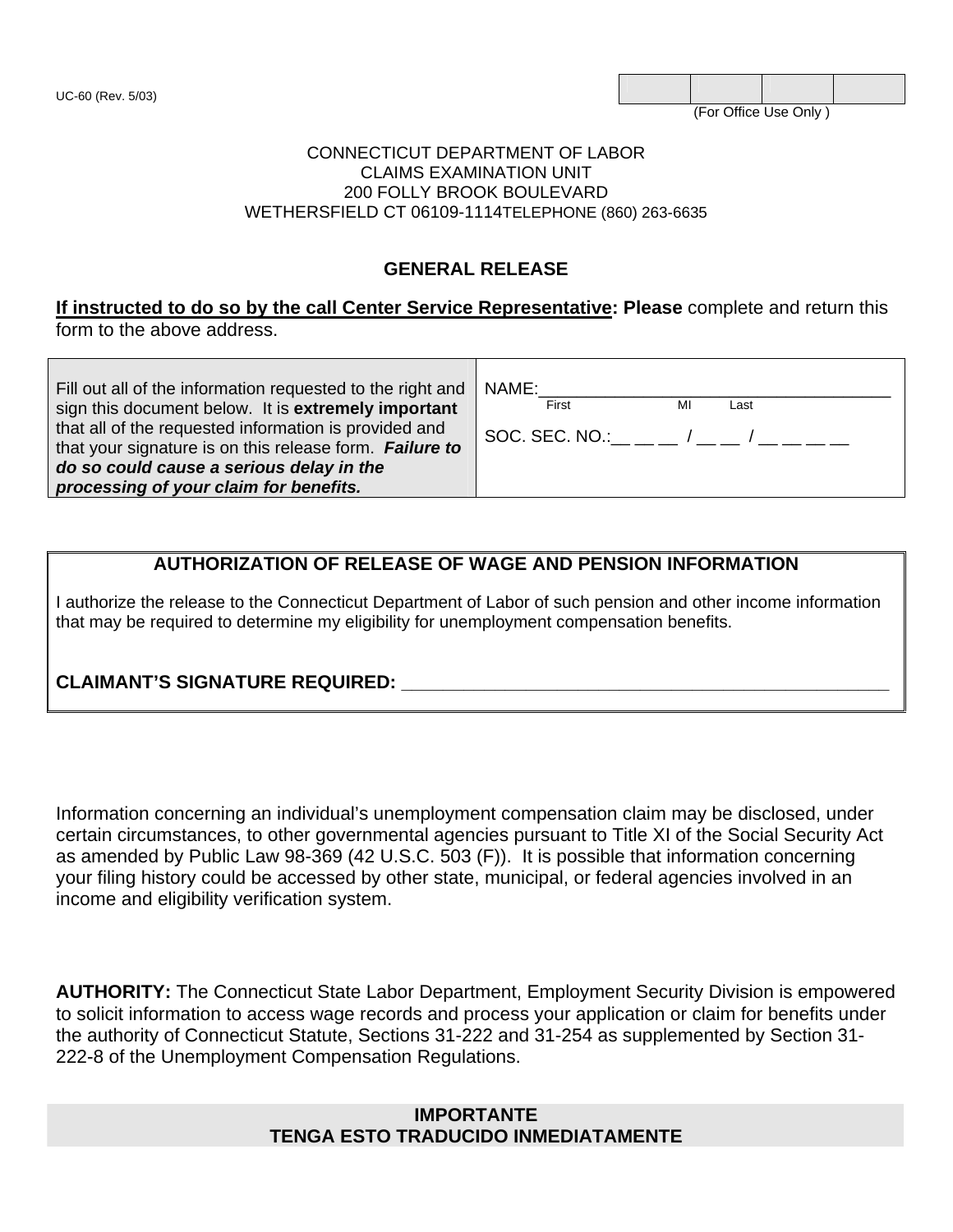UC-60 (Rev. 5/03)

| | | | |
|---|---|---|---|
| | | | |

(For Office Use Only )

CONNECTICUT DEPARTMENT OF LABOR
CLAIMS EXAMINATION UNIT
200 FOLLY BROOK BOULEVARD
WETHERSFIELD CT 06109-1114TELEPHONE (860) 263-6635

## GENERAL RELEASE

**If instructed to do so by the call Center Service Representative: Please** complete and return this form to the above address.

| | |
|---|---|
| Fill out all of the information requested to the right and sign this document below. It is **extremely important** that all of the requested information is provided and that your signature is on this release form. ***Failure to do so could cause a serious delay in the processing of your claim for benefits.*** | NAME:_______________________________________ First MI Last<br><br>SOC. SEC. NO.:__ __ __ / __ __ / __ __ __ __ |

### AUTHORIZATION OF RELEASE OF WAGE AND PENSION INFORMATION

I authorize the release to the Connecticut Department of Labor of such pension and other income information that may be required to determine my eligibility for unemployment compensation benefits.

**CLAIMANT'S SIGNATURE REQUIRED:** _______________________________________________

Information concerning an individual's unemployment compensation claim may be disclosed, under certain circumstances, to other governmental agencies pursuant to Title XI of the Social Security Act as amended by Public Law 98-369 (42 U.S.C. 503 (F)). It is possible that information concerning your filing history could be accessed by other state, municipal, or federal agencies involved in an income and eligibility verification system.

**AUTHORITY:** The Connecticut State Labor Department, Employment Security Division is empowered to solicit information to access wage records and process your application or claim for benefits under the authority of Connecticut Statute, Sections 31-222 and 31-254 as supplemented by Section 31-222-8 of the Unemployment Compensation Regulations.

**IMPORTANTE**
**TENGA ESTO TRADUCIDO INMEDIATAMENTE**